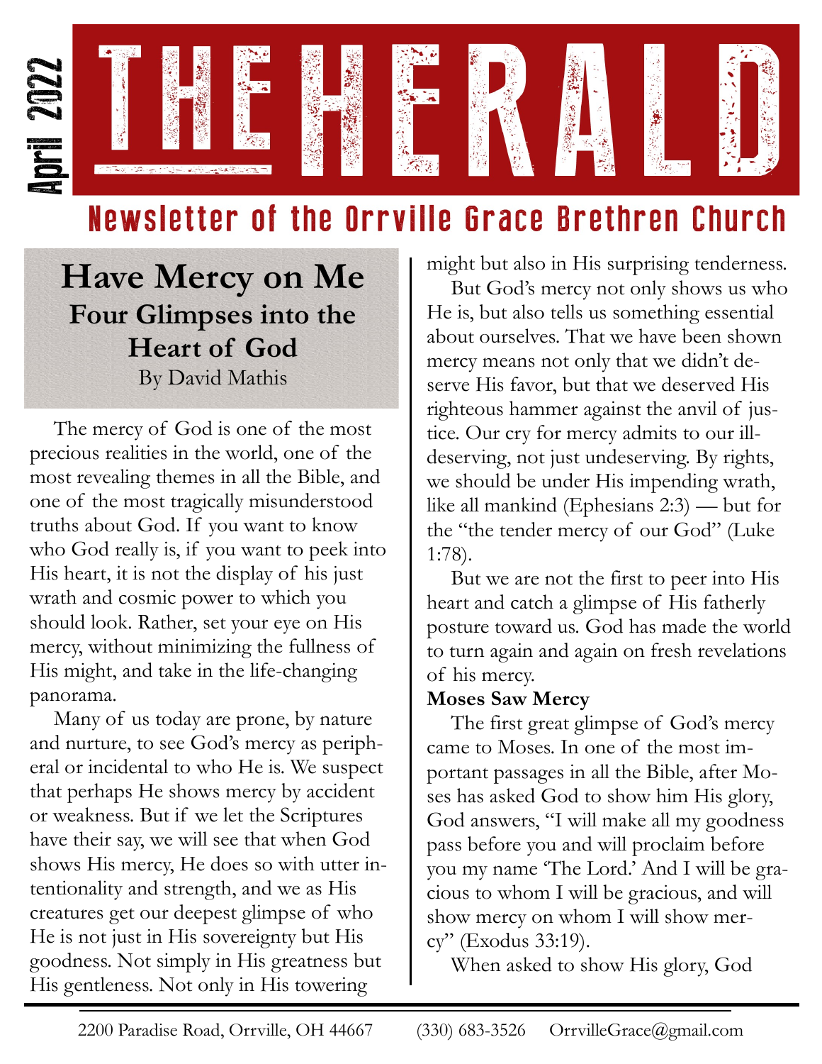April 2022

# THE HERALD

Newsletter of the Orrville Grace Brethren Church

## Have Mercy on Me

### Four Glimpses into the Heart of God

By David Mathis

The mercy of God is one of the most precious realities in the world, one of the most revealing themes in all the Bible, and one of the most tragically misunderstood truths about God. If you want to know who God really is, if you want to peek into His heart, it is not the display of his just wrath and cosmic power to which you should look. Rather, set your eye on His mercy, without minimizing the fullness of His might, and take in the life-changing panorama.

Many of us today are prone, by nature and nurture, to see God's mercy as peripheral or incidental to who He is. We suspect that perhaps He shows mercy by accident or weakness. But if we let the Scriptures have their say, we will see that when God shows His mercy, He does so with utter intentionality and strength, and we as His creatures get our deepest glimpse of who He is not just in His sovereignty but His goodness. Not simply in His greatness but His gentleness. Not only in His towering might but also in His surprising tenderness.

But God's mercy not only shows us who He is, but also tells us something essential about ourselves. That we have been shown mercy means not only that we didn't deserve His favor, but that we deserved His righteous hammer against the anvil of justice. Our cry for mercy admits to our ill-deserving, not just undeserving. By rights, we should be under His impending wrath, like all mankind (Ephesians 2:3) — but for the "the tender mercy of our God" (Luke 1:78).

But we are not the first to peer into His heart and catch a glimpse of His fatherly posture toward us. God has made the world to turn again and again on fresh revelations of his mercy.

**Moses Saw Mercy**

The first great glimpse of God's mercy came to Moses. In one of the most important passages in all the Bible, after Moses has asked God to show him His glory, God answers, "I will make all my goodness pass before you and will proclaim before you my name 'The Lord.' And I will be gracious to whom I will be gracious, and will show mercy on whom I will show mercy" (Exodus 33:19).

When asked to show His glory, God

2200 Paradise Road, Orrville, OH 44667 (330) 683-3526 OrrvilleGrace@gmail.com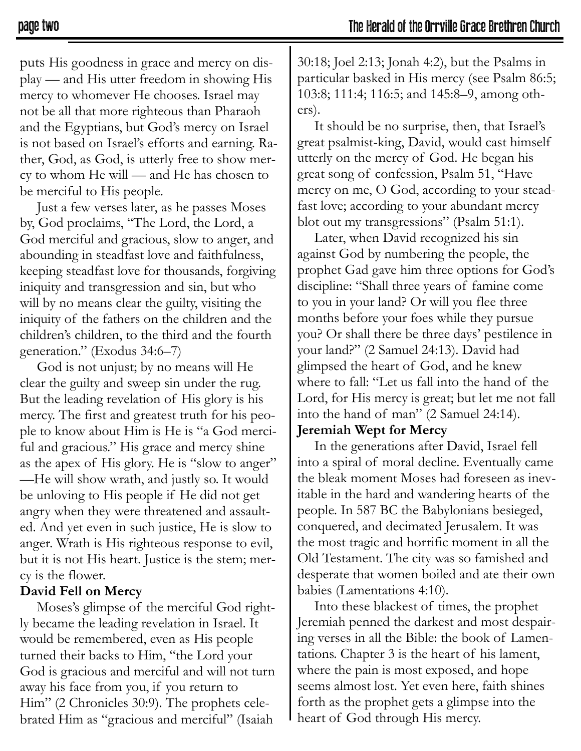puts His goodness in grace and mercy on display — and His utter freedom in showing His mercy to whomever He chooses. Israel may not be all that more righteous than Pharaoh and the Egyptians, but God's mercy on Israel is not based on Israel's efforts and earning. Rather, God, as God, is utterly free to show mercy to whom He will — and He has chosen to be merciful to His people.

Just a few verses later, as he passes Moses by, God proclaims, "The Lord, the Lord, a God merciful and gracious, slow to anger, and abounding in steadfast love and faithfulness, keeping steadfast love for thousands, forgiving iniquity and transgression and sin, but who will by no means clear the guilty, visiting the iniquity of the fathers on the children and the children's children, to the third and the fourth generation." (Exodus 34:6–7)

God is not unjust; by no means will He clear the guilty and sweep sin under the rug. But the leading revelation of His glory is his mercy. The first and greatest truth for his people to know about Him is He is "a God merciful and gracious." His grace and mercy shine as the apex of His glory. He is "slow to anger" —He will show wrath, and justly so. It would be unloving to His people if He did not get angry when they were threatened and assaulted. And yet even in such justice, He is slow to anger. Wrath is His righteous response to evil, but it is not His heart. Justice is the stem; mercy is the flower.

**David Fell on Mercy**

Moses's glimpse of the merciful God rightly became the leading revelation in Israel. It would be remembered, even as His people turned their backs to Him, "the Lord your God is gracious and merciful and will not turn away his face from you, if you return to Him" (2 Chronicles 30:9). The prophets celebrated Him as "gracious and merciful" (Isaiah 30:18; Joel 2:13; Jonah 4:2), but the Psalms in particular basked in His mercy (see Psalm 86:5; 103:8; 111:4; 116:5; and 145:8–9, among others).

It should be no surprise, then, that Israel's great psalmist-king, David, would cast himself utterly on the mercy of God. He began his great song of confession, Psalm 51, "Have mercy on me, O God, according to your steadfast love; according to your abundant mercy blot out my transgressions" (Psalm 51:1).

Later, when David recognized his sin against God by numbering the people, the prophet Gad gave him three options for God's discipline: "Shall three years of famine come to you in your land? Or will you flee three months before your foes while they pursue you? Or shall there be three days' pestilence in your land?" (2 Samuel 24:13). David had glimpsed the heart of God, and he knew where to fall: "Let us fall into the hand of the Lord, for His mercy is great; but let me not fall into the hand of man" (2 Samuel 24:14).

**Jeremiah Wept for Mercy**

In the generations after David, Israel fell into a spiral of moral decline. Eventually came the bleak moment Moses had foreseen as inevitable in the hard and wandering hearts of the people. In 587 BC the Babylonians besieged, conquered, and decimated Jerusalem. It was the most tragic and horrific moment in all the Old Testament. The city was so famished and desperate that women boiled and ate their own babies (Lamentations 4:10).

Into these blackest of times, the prophet Jeremiah penned the darkest and most despairing verses in all the Bible: the book of Lamentations. Chapter 3 is the heart of his lament, where the pain is most exposed, and hope seems almost lost. Yet even here, faith shines forth as the prophet gets a glimpse into the heart of God through His mercy.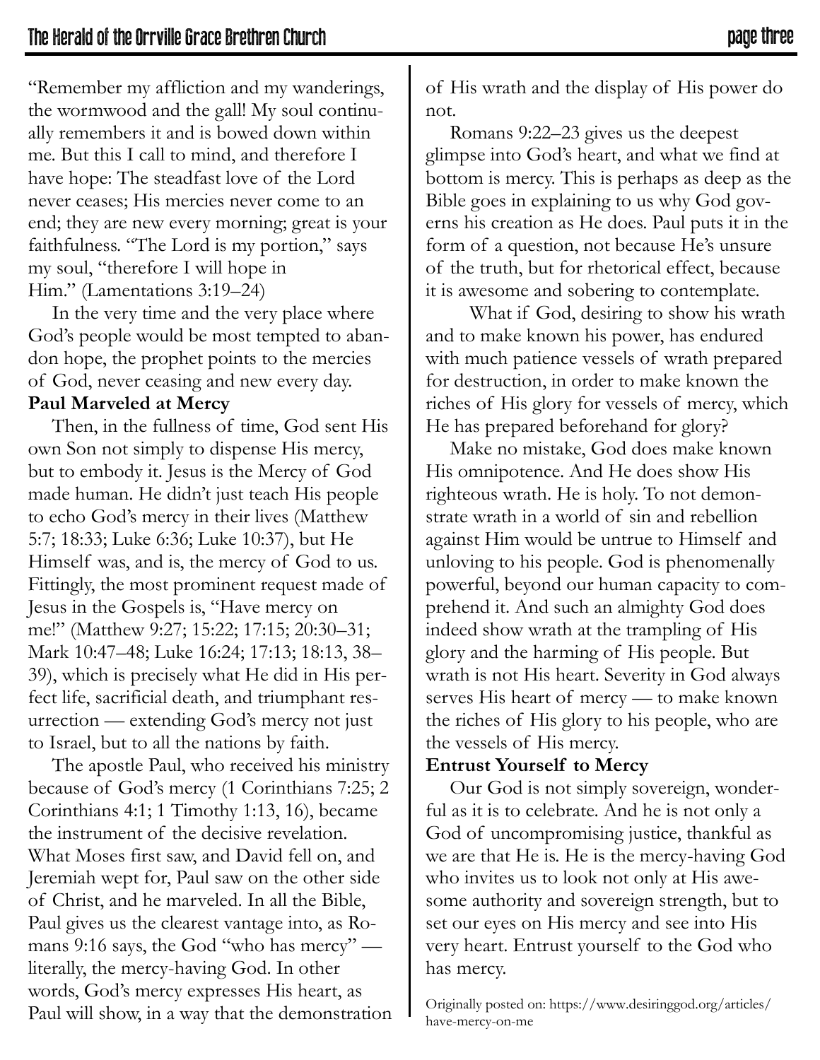"Remember my affliction and my wanderings, the wormwood and the gall! My soul continually remembers it and is bowed down within me. But this I call to mind, and therefore I have hope: The steadfast love of the Lord never ceases; His mercies never come to an end; they are new every morning; great is your faithfulness. "The Lord is my portion," says my soul, "therefore I will hope in Him." (Lamentations 3:19–24)

In the very time and the very place where God's people would be most tempted to abandon hope, the prophet points to the mercies of God, never ceasing and new every day.

**Paul Marveled at Mercy**

Then, in the fullness of time, God sent His own Son not simply to dispense His mercy, but to embody it. Jesus is the Mercy of God made human. He didn't just teach His people to echo God's mercy in their lives (Matthew 5:7; 18:33; Luke 6:36; Luke 10:37), but He Himself was, and is, the mercy of God to us. Fittingly, the most prominent request made of Jesus in the Gospels is, "Have mercy on me!" (Matthew 9:27; 15:22; 17:15; 20:30–31; Mark 10:47–48; Luke 16:24; 17:13; 18:13, 38–39), which is precisely what He did in His perfect life, sacrificial death, and triumphant resurrection — extending God's mercy not just to Israel, but to all the nations by faith.

The apostle Paul, who received his ministry because of God's mercy (1 Corinthians 7:25; 2 Corinthians 4:1; 1 Timothy 1:13, 16), became the instrument of the decisive revelation. What Moses first saw, and David fell on, and Jeremiah wept for, Paul saw on the other side of Christ, and he marveled. In all the Bible, Paul gives us the clearest vantage into, as Romans 9:16 says, the God "who has mercy" — literally, the mercy-having God. In other words, God's mercy expresses His heart, as Paul will show, in a way that the demonstration of His wrath and the display of His power do not.

Romans 9:22–23 gives us the deepest glimpse into God's heart, and what we find at bottom is mercy. This is perhaps as deep as the Bible goes in explaining to us why God governs his creation as He does. Paul puts it in the form of a question, not because He's unsure of the truth, but for rhetorical effect, because it is awesome and sobering to contemplate.

> What if God, desiring to show his wrath and to make known his power, has endured with much patience vessels of wrath prepared for destruction, in order to make known the riches of His glory for vessels of mercy, which He has prepared beforehand for glory?

Make no mistake, God does make known His omnipotence. And He does show His righteous wrath. He is holy. To not demonstrate wrath in a world of sin and rebellion against Him would be untrue to Himself and unloving to his people. God is phenomenally powerful, beyond our human capacity to comprehend it. And such an almighty God does indeed show wrath at the trampling of His glory and the harming of His people. But wrath is not His heart. Severity in God always serves His heart of mercy — to make known the riches of His glory to his people, who are the vessels of His mercy.

**Entrust Yourself to Mercy**

Our God is not simply sovereign, wonderful as it is to celebrate. And he is not only a God of uncompromising justice, thankful as we are that He is. He is the mercy-having God who invites us to look not only at His awesome authority and sovereign strength, but to set our eyes on His mercy and see into His very heart. Entrust yourself to the God who has mercy.

Originally posted on: https://www.desiringgod.org/articles/have-mercy-on-me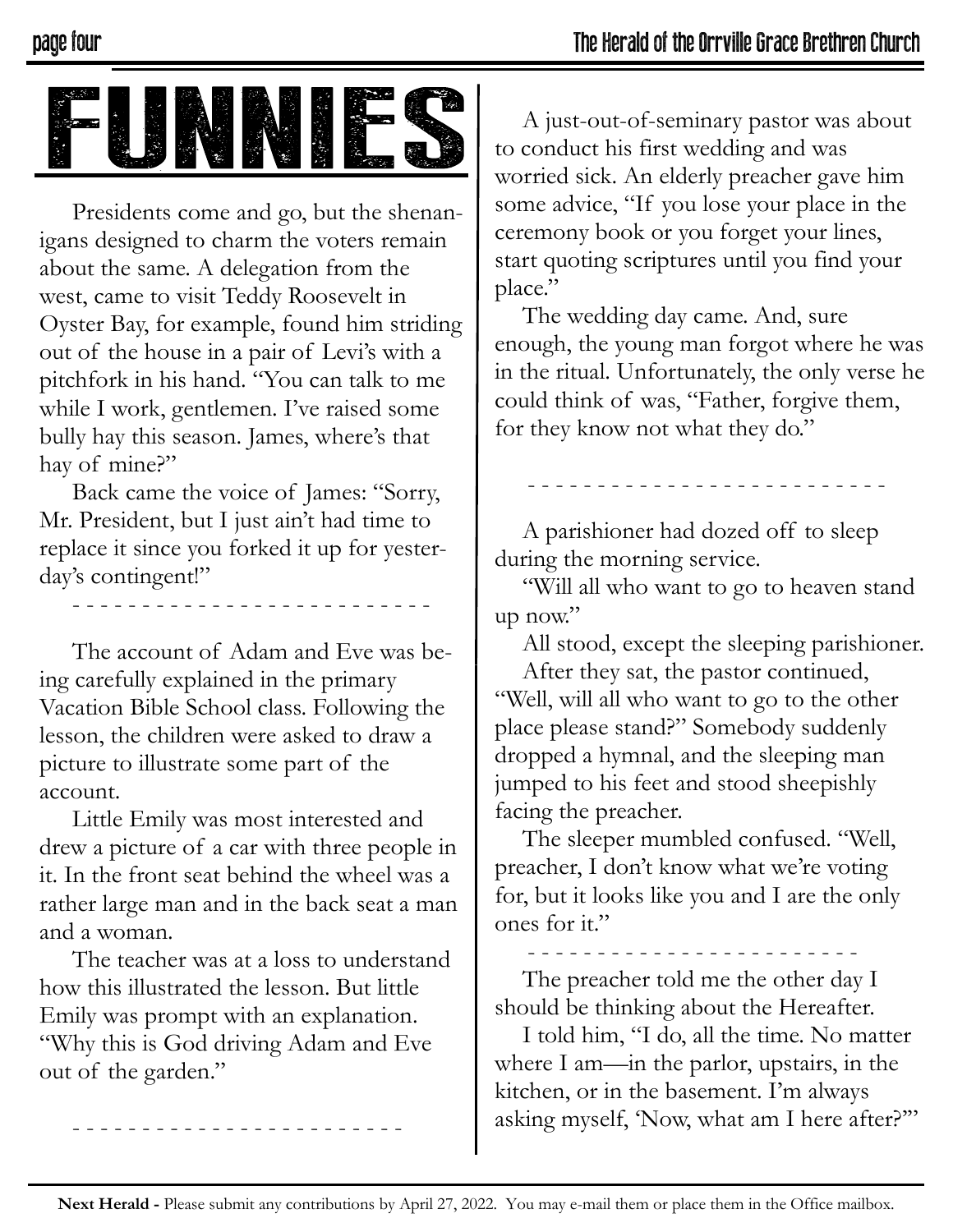# FUNNIES

Presidents come and go, but the shenanigans designed to charm the voters remain about the same. A delegation from the west, came to visit Teddy Roosevelt in Oyster Bay, for example, found him striding out of the house in a pair of Levi's with a pitchfork in his hand. "You can talk to me while I work, gentlemen. I've raised some bully hay this season. James, where's that hay of mine?"

Back came the voice of James: "Sorry, Mr. President, but I just ain't had time to replace it since you forked it up for yesterday's contingent!"

- - - - - - - - - - - - - - - - - - - - - - - - -

The account of Adam and Eve was being carefully explained in the primary Vacation Bible School class. Following the lesson, the children were asked to draw a picture to illustrate some part of the account.

Little Emily was most interested and drew a picture of a car with three people in it. In the front seat behind the wheel was a rather large man and in the back seat a man and a woman.

The teacher was at a loss to understand how this illustrated the lesson. But little Emily was prompt with an explanation. "Why this is God driving Adam and Eve out of the garden."

- - - - - - - - - - - - - - - - - - - - - - -

A just-out-of-seminary pastor was about to conduct his first wedding and was worried sick. An elderly preacher gave him some advice, "If you lose your place in the ceremony book or you forget your lines, start quoting scriptures until you find your place."

The wedding day came. And, sure enough, the young man forgot where he was in the ritual. Unfortunately, the only verse he could think of was, "Father, forgive them, for they know not what they do."

- - - - - - - - - - - - - - - - - - - - - - - - -

A parishioner had dozed off to sleep during the morning service.

"Will all who want to go to heaven stand up now."

All stood, except the sleeping parishioner.

After they sat, the pastor continued, "Well, will all who want to go to the other place please stand?" Somebody suddenly dropped a hymnal, and the sleeping man jumped to his feet and stood sheepishly facing the preacher.

The sleeper mumbled confused. "Well, preacher, I don't know what we're voting for, but it looks like you and I are the only ones for it."

- - - - - - - - - - - - - - - - - - - - - - - -

The preacher told me the other day I should be thinking about the Hereafter.

I told him, "I do, all the time. No matter where I am—in the parlor, upstairs, in the kitchen, or in the basement. I'm always asking myself, 'Now, what am I here after?'"

**Next Herald -** Please submit any contributions by April 27, 2022. You may e-mail them or place them in the Office mailbox.